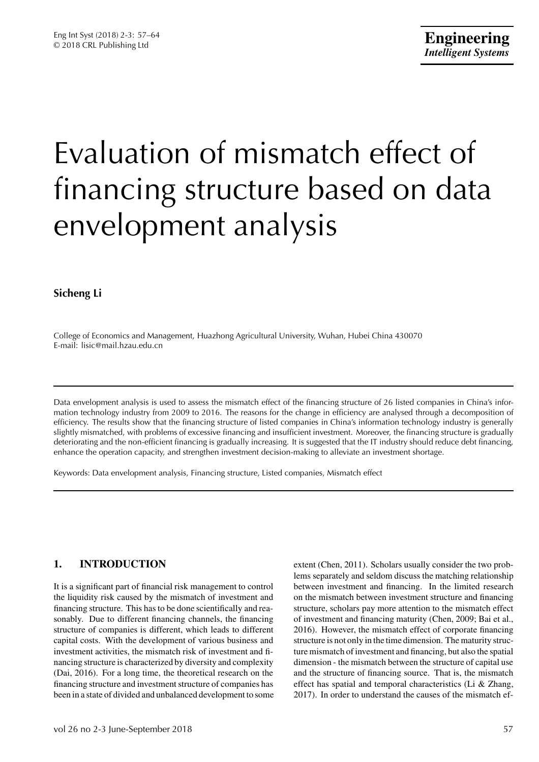# Evaluation of mismatch effect of financing structure based on data envelopment analysis

**Sicheng Li**

College of Economics and Management, Huazhong Agricultural University, Wuhan, Hubei China 430070
E-mail: lisic@mail.hzau.edu.cn

---

Data envelopment analysis is used to assess the mismatch effect of the financing structure of 26 listed companies in China's information technology industry from 2009 to 2016. The reasons for the change in efficiency are analysed through a decomposition of efficiency. The results show that the financing structure of listed companies in China's information technology industry is generally slightly mismatched, with problems of excessive financing and insufficient investment. Moreover, the financing structure is gradually deteriorating and the non-efficient financing is gradually increasing. It is suggested that the IT industry should reduce debt financing, enhance the operation capacity, and strengthen investment decision-making to alleviate an investment shortage.

Keywords: Data envelopment analysis, Financing structure, Listed companies, Mismatch effect

---

## 1. INTRODUCTION

It is a significant part of financial risk management to control the liquidity risk caused by the mismatch of investment and financing structure. This has to be done scientifically and reasonably. Due to different financing channels, the financing structure of companies is different, which leads to different capital costs. With the development of various business and investment activities, the mismatch risk of investment and financing structure is characterized by diversity and complexity (Dai, 2016). For a long time, the theoretical research on the financing structure and investment structure of companies has been in a state of divided and unbalanced development to some extent (Chen, 2011). Scholars usually consider the two problems separately and seldom discuss the matching relationship between investment and financing. In the limited research on the mismatch between investment structure and financing structure, scholars pay more attention to the mismatch effect of investment and financing maturity (Chen, 2009; Bai et al., 2016). However, the mismatch effect of corporate financing structure is not only in the time dimension. The maturity structure mismatch of investment and financing, but also the spatial dimension - the mismatch between the structure of capital use and the structure of financing source. That is, the mismatch effect has spatial and temporal characteristics (Li & Zhang, 2017). In order to understand the causes of the mismatch ef-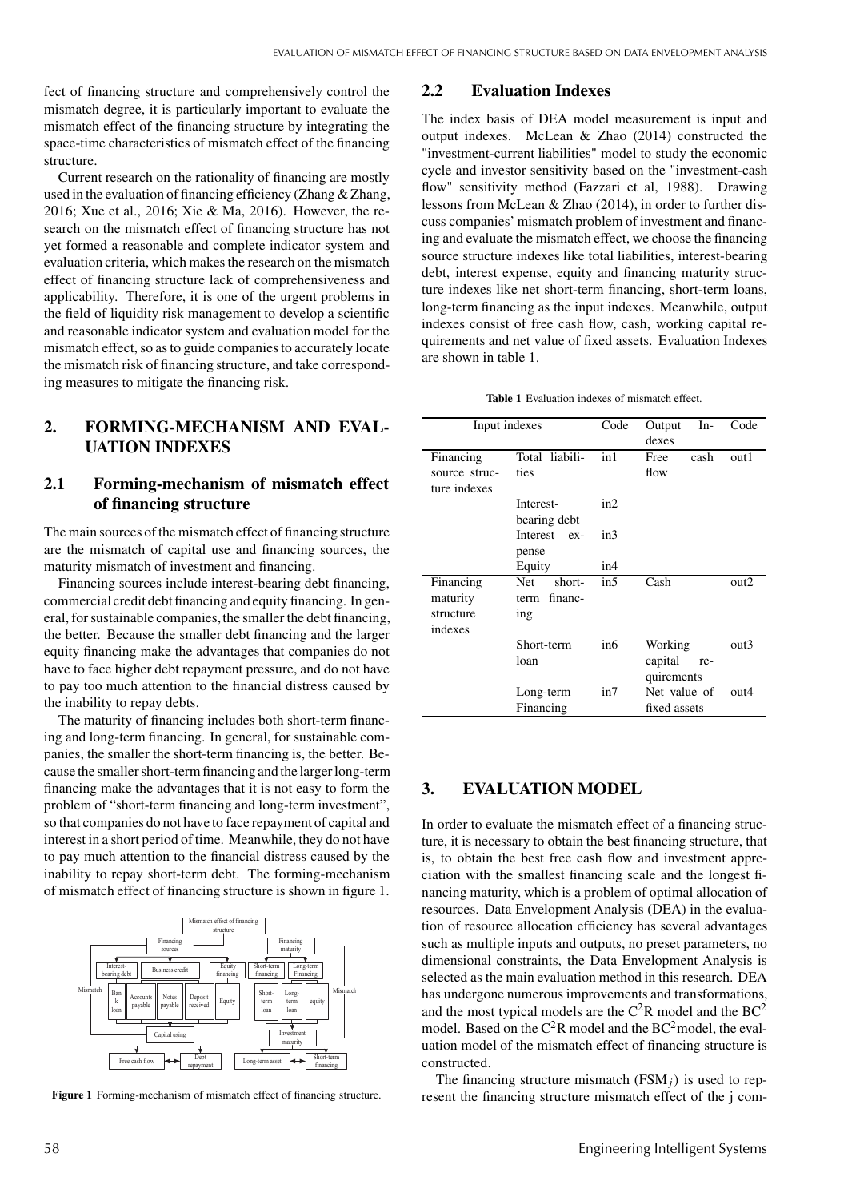fect of financing structure and comprehensively control the mismatch degree, it is particularly important to evaluate the mismatch effect of the financing structure by integrating the space-time characteristics of mismatch effect of the financing structure.

Current research on the rationality of financing are mostly used in the evaluation of financing efficiency (Zhang & Zhang, 2016; Xue et al., 2016; Xie & Ma, 2016). However, the research on the mismatch effect of financing structure has not yet formed a reasonable and complete indicator system and evaluation criteria, which makes the research on the mismatch effect of financing structure lack of comprehensiveness and applicability. Therefore, it is one of the urgent problems in the field of liquidity risk management to develop a scientific and reasonable indicator system and evaluation model for the mismatch effect, so as to guide companies to accurately locate the mismatch risk of financing structure, and take corresponding measures to mitigate the financing risk.

## 2. FORMING-MECHANISM AND EVALUATION INDEXES

### 2.1 Forming-mechanism of mismatch effect of financing structure

The main sources of the mismatch effect of financing structure are the mismatch of capital use and financing sources, the maturity mismatch of investment and financing.

Financing sources include interest-bearing debt financing, commercial credit debt financing and equity financing. In general, for sustainable companies, the smaller the debt financing, the better. Because the smaller debt financing and the larger equity financing make the advantages that companies do not have to face higher debt repayment pressure, and do not have to pay too much attention to the financial distress caused by the inability to repay debts.

The maturity of financing includes both short-term financing and long-term financing. In general, for sustainable companies, the smaller the short-term financing is, the better. Because the smaller short-term financing and the larger long-term financing make the advantages that it is not easy to form the problem of "short-term financing and long-term investment", so that companies do not have to face repayment of capital and interest in a short period of time. Meanwhile, they do not have to pay much attention to the financial distress caused by the inability to repay short-term debt. The forming-mechanism of mismatch effect of financing structure is shown in figure 1.

**Figure 1** Forming-mechanism of mismatch effect of financing structure.

### 2.2 Evaluation Indexes

The index basis of DEA model measurement is input and output indexes. McLean & Zhao (2014) constructed the "investment-current liabilities" model to study the economic cycle and investor sensitivity based on the "investment-cash flow" sensitivity method (Fazzari et al, 1988). Drawing lessons from McLean & Zhao (2014), in order to further discuss companies' mismatch problem of investment and financing and evaluate the mismatch effect, we choose the financing source structure indexes like total liabilities, interest-bearing debt, interest expense, equity and financing maturity structure indexes like net short-term financing, short-term loans, long-term financing as the input indexes. Meanwhile, output indexes consist of free cash flow, cash, working capital requirements and net value of fixed assets. Evaluation Indexes are shown in table 1.

**Table 1** Evaluation indexes of mismatch effect.

| Input indexes | | Code | Output Indexes | Code |
|---|---|---|---|---|
| Financing source structure indexes | Total liabilities | in1 | Free cash flow | out1 |
| | Interest-bearing debt | in2 | | |
| | Interest expense | in3 | | |
| | Equity | in4 | | |
| Financing maturity structure indexes | Net short-term financing | in5 | Cash | out2 |
| | Short-term loan | in6 | Working capital requirements | out3 |
| | Long-term Financing | in7 | Net value of fixed assets | out4 |

## 3. EVALUATION MODEL

In order to evaluate the mismatch effect of a financing structure, it is necessary to obtain the best financing structure, that is, to obtain the best free cash flow and investment appreciation with the smallest financing scale and the longest financing maturity, which is a problem of optimal allocation of resources. Data Envelopment Analysis (DEA) in the evaluation of resource allocation efficiency has several advantages such as multiple inputs and outputs, no preset parameters, no dimensional constraints, the Data Envelopment Analysis is selected as the main evaluation method in this research. DEA has undergone numerous improvements and transformations, and the most typical models are the $C^2R$ model and the $BC^2$ model. Based on the $C^2R$ model and the $BC^2$model, the evaluation model of the mismatch effect of financing structure is constructed.

The financing structure mismatch ($FSM_j$) is used to represent the financing structure mismatch effect of the j com-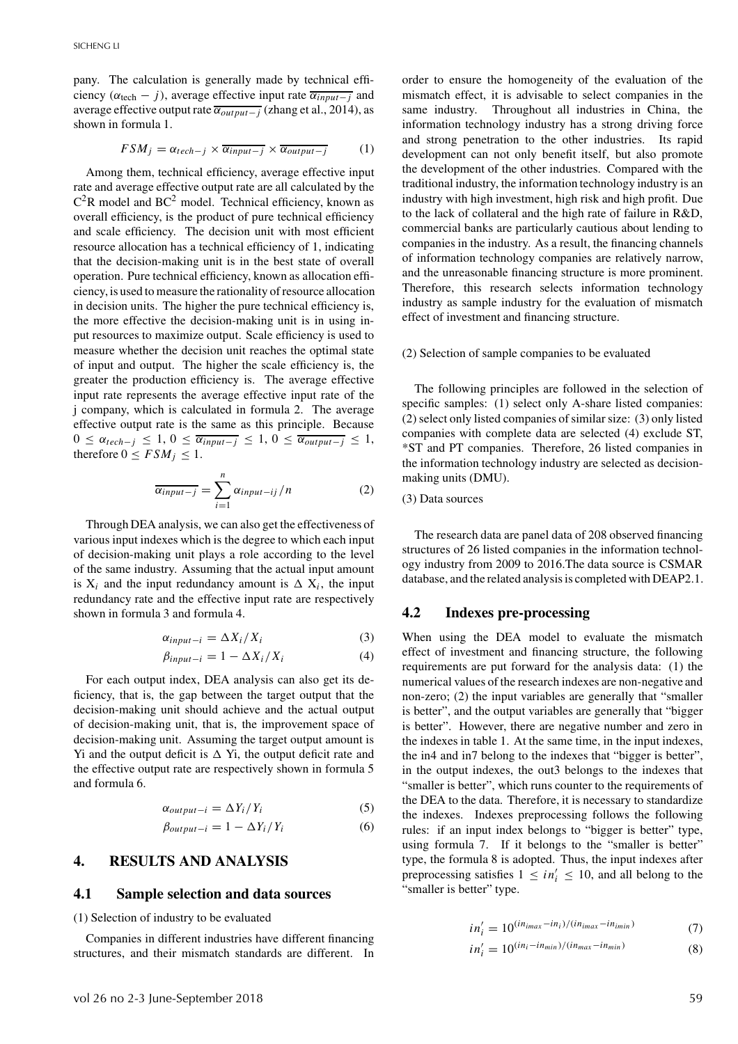pany. The calculation is generally made by technical efficiency ($\alpha_{\text{tech}} - j$), average effective input rate $\overline{\alpha_{input-j}}$ and average effective output rate $\overline{\alpha_{output-j}}$ (zhang et al., 2014), as shown in formula 1.

$$FSM_j = \alpha_{tech-j} \times \overline{\alpha_{input-j}} \times \overline{\alpha_{output-j}} \quad (1)$$

Among them, technical efficiency, average effective input rate and average effective output rate are all calculated by the $C^2R$ model and $BC^2$ model. Technical efficiency, known as overall efficiency, is the product of pure technical efficiency and scale efficiency. The decision unit with most efficient resource allocation has a technical efficiency of 1, indicating that the decision-making unit is in the best state of overall operation. Pure technical efficiency, known as allocation efficiency, is used to measure the rationality of resource allocation in decision units. The higher the pure technical efficiency is, the more effective the decision-making unit is in using input resources to maximize output. Scale efficiency is used to measure whether the decision unit reaches the optimal state of input and output. The higher the scale efficiency is, the greater the production efficiency is. The average effective input rate represents the average effective input rate of the j company, which is calculated in formula 2. The average effective output rate is the same as this principle. Because $0 \leq \alpha_{tech-j} \leq 1$, $0 \leq \overline{\alpha_{input-j}} \leq 1$, $0 \leq \overline{\alpha_{output-j}} \leq 1$, therefore $0 \leq FSM_j \leq 1$.

$$\overline{\alpha_{input-j}} = \sum_{i=1}^{n} \alpha_{input-ij}/n \quad (2)$$

Through DEA analysis, we can also get the effectiveness of various input indexes which is the degree to which each input of decision-making unit plays a role according to the level of the same industry. Assuming that the actual input amount is $X_i$ and the input redundancy amount is $\Delta X_i$, the input redundancy rate and the effective input rate are respectively shown in formula 3 and formula 4.

$$\alpha_{input-i} = \Delta X_i / X_i \quad (3)$$

$$\beta_{input-i} = 1 - \Delta X_i / X_i \quad (4)$$

For each output index, DEA analysis can also get its deficiency, that is, the gap between the target output that the decision-making unit should achieve and the actual output of decision-making unit, that is, the improvement space of decision-making unit. Assuming the target output amount is Yi and the output deficit is $\Delta$ Yi, the output deficit rate and the effective output rate are respectively shown in formula 5 and formula 6.

$$\alpha_{output-i} = \Delta Y_i / Y_i \quad (5)$$

$$\beta_{output-i} = 1 - \Delta Y_i / Y_i \quad (6)$$

## 4. RESULTS AND ANALYSIS

### 4.1 Sample selection and data sources

(1) Selection of industry to be evaluated

Companies in different industries have different financing structures, and their mismatch standards are different. In order to ensure the homogeneity of the evaluation of the mismatch effect, it is advisable to select companies in the same industry. Throughout all industries in China, the information technology industry has a strong driving force and strong penetration to the other industries. Its rapid development can not only benefit itself, but also promote the development of the other industries. Compared with the traditional industry, the information technology industry is an industry with high investment, high risk and high profit. Due to the lack of collateral and the high rate of failure in R&D, commercial banks are particularly cautious about lending to companies in the industry. As a result, the financing channels of information technology companies are relatively narrow, and the unreasonable financing structure is more prominent. Therefore, this research selects information technology industry as sample industry for the evaluation of mismatch effect of investment and financing structure.

(2) Selection of sample companies to be evaluated

The following principles are followed in the selection of specific samples: (1) select only A-share listed companies: (2) select only listed companies of similar size: (3) only listed companies with complete data are selected (4) exclude ST, *ST and PT companies. Therefore, 26 listed companies in the information technology industry are selected as decision-making units (DMU).

(3) Data sources

The research data are panel data of 208 observed financing structures of 26 listed companies in the information technology industry from 2009 to 2016.The data source is CSMAR database, and the related analysis is completed with DEAP2.1.

### 4.2 Indexes pre-processing

When using the DEA model to evaluate the mismatch effect of investment and financing structure, the following requirements are put forward for the analysis data: (1) the numerical values of the research indexes are non-negative and non-zero; (2) the input variables are generally that "smaller is better", and the output variables are generally that "bigger is better". However, there are negative number and zero in the indexes in table 1. At the same time, in the input indexes, the in4 and in7 belong to the indexes that "bigger is better", in the output indexes, the out3 belongs to the indexes that "smaller is better", which runs counter to the requirements of the DEA to the data. Therefore, it is necessary to standardize the indexes. Indexes preprocessing follows the following rules: if an input index belongs to "bigger is better" type, using formula 7. If it belongs to the "smaller is better" type, the formula 8 is adopted. Thus, the input indexes after preprocessing satisfies $1 \leq in_i' \leq 10$, and all belong to the "smaller is better" type.

$$in_i' = 10^{(in_{imax} - in_i)/(in_{imax} - in_{imin})} \quad (7)$$

$$in_i' = 10^{(in_i - in_{min})/(in_{max} - in_{min})} \quad (8)$$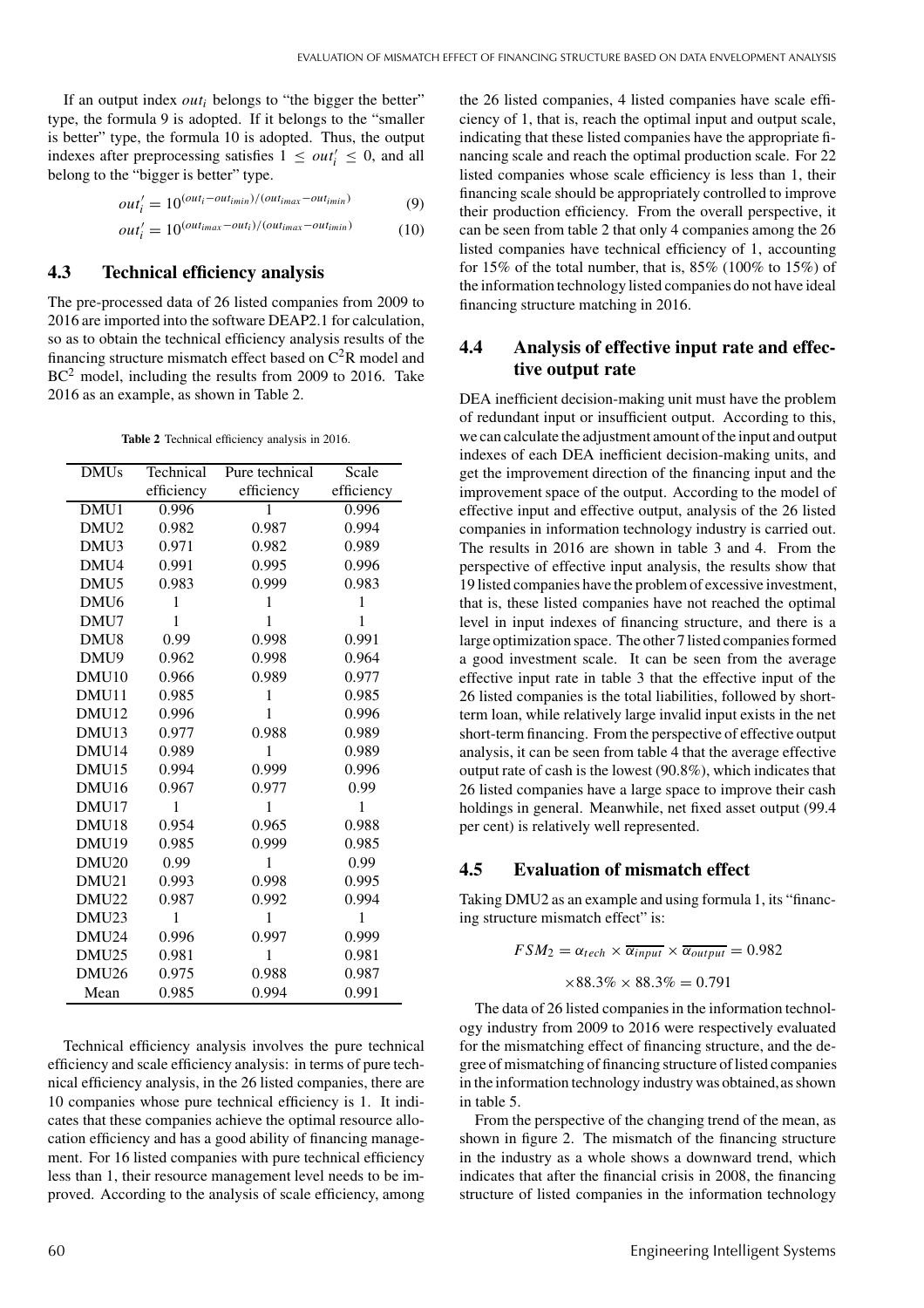If an output index $out_i$ belongs to "the bigger the better" type, the formula 9 is adopted. If it belongs to the "smaller is better" type, the formula 10 is adopted. Thus, the output indexes after preprocessing satisfies $1 \leq out_i' \leq 0$, and all belong to the "bigger is better" type.

$$out_i' = 10^{(out_i - out_{imin})/(out_{imax} - out_{imin})} \tag{9}$$

$$out_i' = 10^{(out_{imax} - out_i)/(out_{imax} - out_{imin})} \tag{10}$$

## 4.3 Technical efficiency analysis

The pre-processed data of 26 listed companies from 2009 to 2016 are imported into the software DEAP2.1 for calculation, so as to obtain the technical efficiency analysis results of the financing structure mismatch effect based on $C^2R$ model and $BC^2$ model, including the results from 2009 to 2016. Take 2016 as an example, as shown in Table 2.

**Table 2** Technical efficiency analysis in 2016.

| DMUs | Technical efficiency | Pure technical efficiency | Scale efficiency |
|---|---|---|---|
| DMU1 | 0.996 | 1 | 0.996 |
| DMU2 | 0.982 | 0.987 | 0.994 |
| DMU3 | 0.971 | 0.982 | 0.989 |
| DMU4 | 0.991 | 0.995 | 0.996 |
| DMU5 | 0.983 | 0.999 | 0.983 |
| DMU6 | 1 | 1 | 1 |
| DMU7 | 1 | 1 | 1 |
| DMU8 | 0.99 | 0.998 | 0.991 |
| DMU9 | 0.962 | 0.998 | 0.964 |
| DMU10 | 0.966 | 0.989 | 0.977 |
| DMU11 | 0.985 | 1 | 0.985 |
| DMU12 | 0.996 | 1 | 0.996 |
| DMU13 | 0.977 | 0.988 | 0.989 |
| DMU14 | 0.989 | 1 | 0.989 |
| DMU15 | 0.994 | 0.999 | 0.996 |
| DMU16 | 0.967 | 0.977 | 0.99 |
| DMU17 | 1 | 1 | 1 |
| DMU18 | 0.954 | 0.965 | 0.988 |
| DMU19 | 0.985 | 0.999 | 0.985 |
| DMU20 | 0.99 | 1 | 0.99 |
| DMU21 | 0.993 | 0.998 | 0.995 |
| DMU22 | 0.987 | 0.992 | 0.994 |
| DMU23 | 1 | 1 | 1 |
| DMU24 | 0.996 | 0.997 | 0.999 |
| DMU25 | 0.981 | 1 | 0.981 |
| DMU26 | 0.975 | 0.988 | 0.987 |
| Mean | 0.985 | 0.994 | 0.991 |

Technical efficiency analysis involves the pure technical efficiency and scale efficiency analysis: in terms of pure technical efficiency analysis, in the 26 listed companies, there are 10 companies whose pure technical efficiency is 1. It indicates that these companies achieve the optimal resource allocation efficiency and has a good ability of financing management. For 16 listed companies with pure technical efficiency less than 1, their resource management level needs to be improved. According to the analysis of scale efficiency, among the 26 listed companies, 4 listed companies have scale efficiency of 1, that is, reach the optimal input and output scale, indicating that these listed companies have the appropriate financing scale and reach the optimal production scale. For 22 listed companies whose scale efficiency is less than 1, their financing scale should be appropriately controlled to improve their production efficiency. From the overall perspective, it can be seen from table 2 that only 4 companies among the 26 listed companies have technical efficiency of 1, accounting for 15% of the total number, that is, 85% (100% to 15%) of the information technology listed companies do not have ideal financing structure matching in 2016.

## 4.4 Analysis of effective input rate and effective output rate

DEA inefficient decision-making unit must have the problem of redundant input or insufficient output. According to this, we can calculate the adjustment amount of the input and output indexes of each DEA inefficient decision-making units, and get the improvement direction of the financing input and the improvement space of the output. According to the model of effective input and effective output, analysis of the 26 listed companies in information technology industry is carried out. The results in 2016 are shown in table 3 and 4. From the perspective of effective input analysis, the results show that 19 listed companies have the problem of excessive investment, that is, these listed companies have not reached the optimal level in input indexes of financing structure, and there is a large optimization space. The other 7 listed companies formed a good investment scale. It can be seen from the average effective input rate in table 3 that the effective input of the 26 listed companies is the total liabilities, followed by short-term loan, while relatively large invalid input exists in the net short-term financing. From the perspective of effective output analysis, it can be seen from table 4 that the average effective output rate of cash is the lowest (90.8%), which indicates that 26 listed companies have a large space to improve their cash holdings in general. Meanwhile, net fixed asset output (99.4 per cent) is relatively well represented.

## 4.5 Evaluation of mismatch effect

Taking DMU2 as an example and using formula 1, its "financing structure mismatch effect" is:

$$FSM_2 = \alpha_{tech} \times \overline{\alpha_{input}} \times \overline{\alpha_{output}} = 0.982$$

$$\times 88.3\% \times 88.3\% = 0.791$$

The data of 26 listed companies in the information technology industry from 2009 to 2016 were respectively evaluated for the mismatching effect of financing structure, and the degree of mismatching of financing structure of listed companies in the information technology industry was obtained, as shown in table 5.

From the perspective of the changing trend of the mean, as shown in figure 2. The mismatch of the financing structure in the industry as a whole shows a downward trend, which indicates that after the financial crisis in 2008, the financing structure of listed companies in the information technology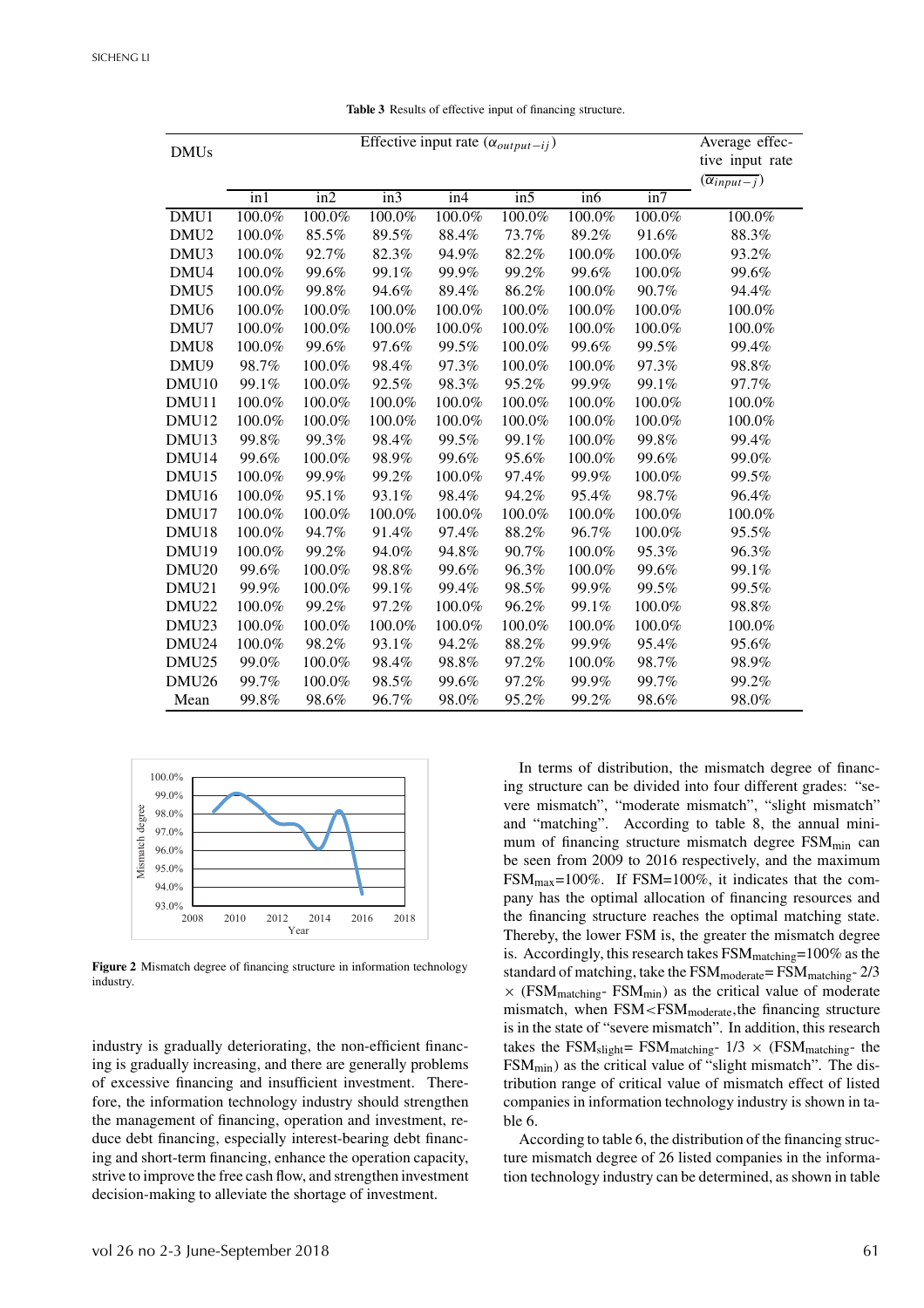**Table 3** Results of effective input of financing structure.

| DMUs | Effective input rate ($\alpha_{output-ij}$) | | | | | | | Average effective input rate ($\overline{\alpha_{input-j}}$) |
|---|---|---|---|---|---|---|---|---|
| | in1 | in2 | in3 | in4 | in5 | in6 | in7 | |
| DMU1 | 100.0% | 100.0% | 100.0% | 100.0% | 100.0% | 100.0% | 100.0% | 100.0% |
| DMU2 | 100.0% | 85.5% | 89.5% | 88.4% | 73.7% | 89.2% | 91.6% | 88.3% |
| DMU3 | 100.0% | 92.7% | 82.3% | 94.9% | 82.2% | 100.0% | 100.0% | 93.2% |
| DMU4 | 100.0% | 99.6% | 99.1% | 99.9% | 99.2% | 99.6% | 100.0% | 99.6% |
| DMU5 | 100.0% | 99.8% | 94.6% | 89.4% | 86.2% | 100.0% | 90.7% | 94.4% |
| DMU6 | 100.0% | 100.0% | 100.0% | 100.0% | 100.0% | 100.0% | 100.0% | 100.0% |
| DMU7 | 100.0% | 100.0% | 100.0% | 100.0% | 100.0% | 100.0% | 100.0% | 100.0% |
| DMU8 | 100.0% | 99.6% | 97.6% | 99.5% | 100.0% | 99.6% | 99.5% | 99.4% |
| DMU9 | 98.7% | 100.0% | 98.4% | 97.3% | 100.0% | 100.0% | 97.3% | 98.8% |
| DMU10 | 99.1% | 100.0% | 92.5% | 98.3% | 95.2% | 99.9% | 99.1% | 97.7% |
| DMU11 | 100.0% | 100.0% | 100.0% | 100.0% | 100.0% | 100.0% | 100.0% | 100.0% |
| DMU12 | 100.0% | 100.0% | 100.0% | 100.0% | 100.0% | 100.0% | 100.0% | 100.0% |
| DMU13 | 99.8% | 99.3% | 98.4% | 99.5% | 99.1% | 100.0% | 99.8% | 99.4% |
| DMU14 | 99.6% | 100.0% | 98.9% | 99.6% | 95.6% | 100.0% | 99.6% | 99.0% |
| DMU15 | 100.0% | 99.9% | 99.2% | 100.0% | 97.4% | 99.9% | 100.0% | 99.5% |
| DMU16 | 100.0% | 95.1% | 93.1% | 98.4% | 94.2% | 95.4% | 98.7% | 96.4% |
| DMU17 | 100.0% | 100.0% | 100.0% | 100.0% | 100.0% | 100.0% | 100.0% | 100.0% |
| DMU18 | 100.0% | 94.7% | 91.4% | 97.4% | 88.2% | 96.7% | 100.0% | 95.5% |
| DMU19 | 100.0% | 99.2% | 94.0% | 94.8% | 90.7% | 100.0% | 95.3% | 96.3% |
| DMU20 | 99.6% | 100.0% | 98.8% | 99.6% | 96.3% | 100.0% | 99.6% | 99.1% |
| DMU21 | 99.9% | 100.0% | 99.1% | 99.4% | 98.5% | 99.9% | 99.5% | 99.5% |
| DMU22 | 100.0% | 99.2% | 97.2% | 100.0% | 96.2% | 99.1% | 100.0% | 98.8% |
| DMU23 | 100.0% | 100.0% | 100.0% | 100.0% | 100.0% | 100.0% | 100.0% | 100.0% |
| DMU24 | 100.0% | 98.2% | 93.1% | 94.2% | 88.2% | 99.9% | 95.4% | 95.6% |
| DMU25 | 99.0% | 100.0% | 98.4% | 98.8% | 97.2% | 100.0% | 98.7% | 98.9% |
| DMU26 | 99.7% | 100.0% | 98.5% | 99.6% | 97.2% | 99.9% | 99.7% | 99.2% |
| Mean | 99.8% | 98.6% | 96.7% | 98.0% | 95.2% | 99.2% | 98.6% | 98.0% |

**Figure 2** Mismatch degree of financing structure in information technology industry.

industry is gradually deteriorating, the non-efficient financing is gradually increasing, and there are generally problems of excessive financing and insufficient investment. Therefore, the information technology industry should strengthen the management of financing, operation and investment, reduce debt financing, especially interest-bearing debt financing and short-term financing, enhance the operation capacity, strive to improve the free cash flow, and strengthen investment decision-making to alleviate the shortage of investment.

In terms of distribution, the mismatch degree of financing structure can be divided into four different grades: "severe mismatch", "moderate mismatch", "slight mismatch" and "matching". According to table 8, the annual minimum of financing structure mismatch degree $FSM_{min}$ can be seen from 2009 to 2016 respectively, and the maximum $FSM_{max}$=100%. If FSM=100%, it indicates that the company has the optimal allocation of financing resources and the financing structure reaches the optimal matching state. Thereby, the lower FSM is, the greater the mismatch degree is. Accordingly, this research takes $FSM_{matching}$=100% as the standard of matching, take the $FSM_{moderate} = FSM_{matching} - 2/3 \times (FSM_{matching} - FSM_{min})$ as the critical value of moderate mismatch, when $FSM < FSM_{moderate}$, the financing structure is in the state of "severe mismatch". In addition, this research takes the $FSM_{slight} = FSM_{matching} - 1/3 \times (FSM_{matching} -$ the $FSM_{min})$ as the critical value of "slight mismatch". The distribution range of critical value of mismatch effect of listed companies in information technology industry is shown in table 6.

According to table 6, the distribution of the financing structure mismatch degree of 26 listed companies in the information technology industry can be determined, as shown in table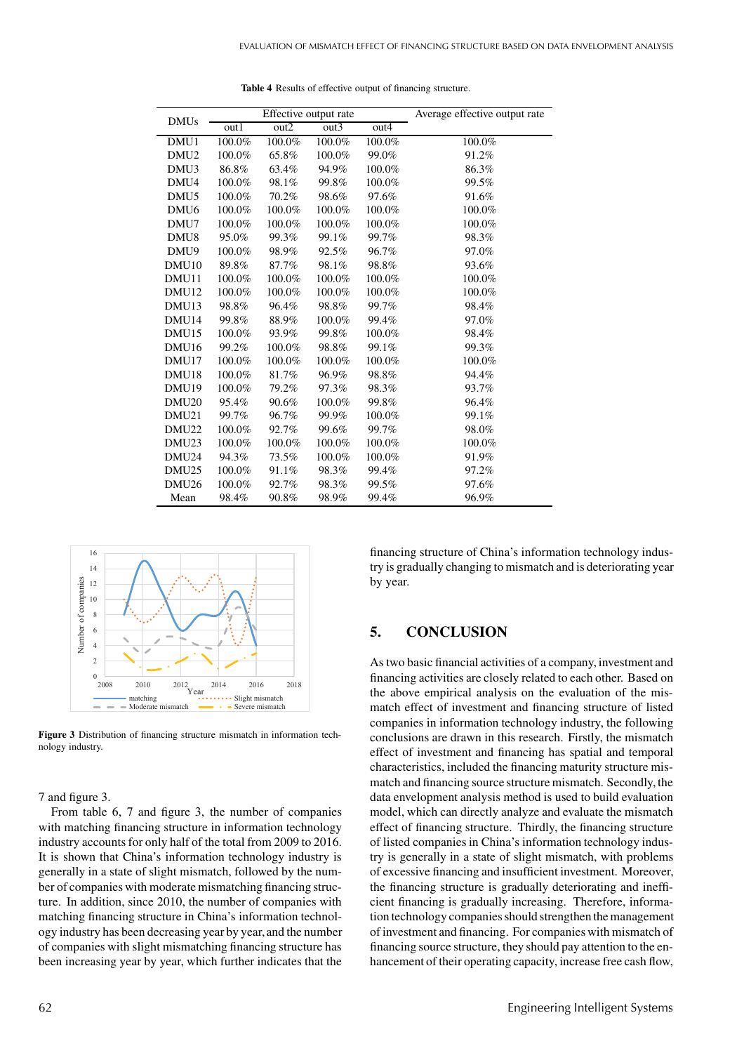**Table 4** Results of effective output of financing structure.

| DMUs | Effective output rate | | | | Average effective output rate |
|---|---|---|---|---|---|
| | out1 | out2 | out3 | out4 | |
| DMU1 | 100.0% | 100.0% | 100.0% | 100.0% | 100.0% |
| DMU2 | 100.0% | 65.8% | 100.0% | 99.0% | 91.2% |
| DMU3 | 86.8% | 63.4% | 94.9% | 100.0% | 86.3% |
| DMU4 | 100.0% | 98.1% | 99.8% | 100.0% | 99.5% |
| DMU5 | 100.0% | 70.2% | 98.6% | 97.6% | 91.6% |
| DMU6 | 100.0% | 100.0% | 100.0% | 100.0% | 100.0% |
| DMU7 | 100.0% | 100.0% | 100.0% | 100.0% | 100.0% |
| DMU8 | 95.0% | 99.3% | 99.1% | 99.7% | 98.3% |
| DMU9 | 100.0% | 98.9% | 92.5% | 96.7% | 97.0% |
| DMU10 | 89.8% | 87.7% | 98.1% | 98.8% | 93.6% |
| DMU11 | 100.0% | 100.0% | 100.0% | 100.0% | 100.0% |
| DMU12 | 100.0% | 100.0% | 100.0% | 100.0% | 100.0% |
| DMU13 | 98.8% | 96.4% | 98.8% | 99.7% | 98.4% |
| DMU14 | 99.8% | 88.9% | 100.0% | 99.4% | 97.0% |
| DMU15 | 100.0% | 93.9% | 99.8% | 100.0% | 98.4% |
| DMU16 | 99.2% | 100.0% | 98.8% | 99.1% | 99.3% |
| DMU17 | 100.0% | 100.0% | 100.0% | 100.0% | 100.0% |
| DMU18 | 100.0% | 81.7% | 96.9% | 98.8% | 94.4% |
| DMU19 | 100.0% | 79.2% | 97.3% | 98.3% | 93.7% |
| DMU20 | 95.4% | 90.6% | 100.0% | 99.8% | 96.4% |
| DMU21 | 99.7% | 96.7% | 99.9% | 100.0% | 99.1% |
| DMU22 | 100.0% | 92.7% | 99.6% | 99.7% | 98.0% |
| DMU23 | 100.0% | 100.0% | 100.0% | 100.0% | 100.0% |
| DMU24 | 94.3% | 73.5% | 100.0% | 100.0% | 91.9% |
| DMU25 | 100.0% | 91.1% | 98.3% | 99.4% | 97.2% |
| DMU26 | 100.0% | 92.7% | 98.3% | 99.5% | 97.6% |
| Mean | 98.4% | 90.8% | 98.9% | 99.4% | 96.9% |

**Figure 3** Distribution of financing structure mismatch in information technology industry.

7 and figure 3.

From table 6, 7 and figure 3, the number of companies with matching financing structure in information technology industry accounts for only half of the total from 2009 to 2016. It is shown that China's information technology industry is generally in a state of slight mismatch, followed by the number of companies with moderate mismatching financing structure. In addition, since 2010, the number of companies with matching financing structure in China's information technology industry has been decreasing year by year, and the number of companies with slight mismatching financing structure has been increasing year by year, which further indicates that the financing structure of China's information technology industry is gradually changing to mismatch and is deteriorating year by year.

## 5. CONCLUSION

As two basic financial activities of a company, investment and financing activities are closely related to each other. Based on the above empirical analysis on the evaluation of the mismatch effect of investment and financing structure of listed companies in information technology industry, the following conclusions are drawn in this research. Firstly, the mismatch effect of investment and financing has spatial and temporal characteristics, included the financing maturity structure mismatch and financing source structure mismatch. Secondly, the data envelopment analysis method is used to build evaluation model, which can directly analyze and evaluate the mismatch effect of financing structure. Thirdly, the financing structure of listed companies in China's information technology industry is generally in a state of slight mismatch, with problems of excessive financing and insufficient investment. Moreover, the financing structure is gradually deteriorating and inefficient financing is gradually increasing. Therefore, information technology companies should strengthen the management of investment and financing. For companies with mismatch of financing source structure, they should pay attention to the enhancement of their operating capacity, increase free cash flow,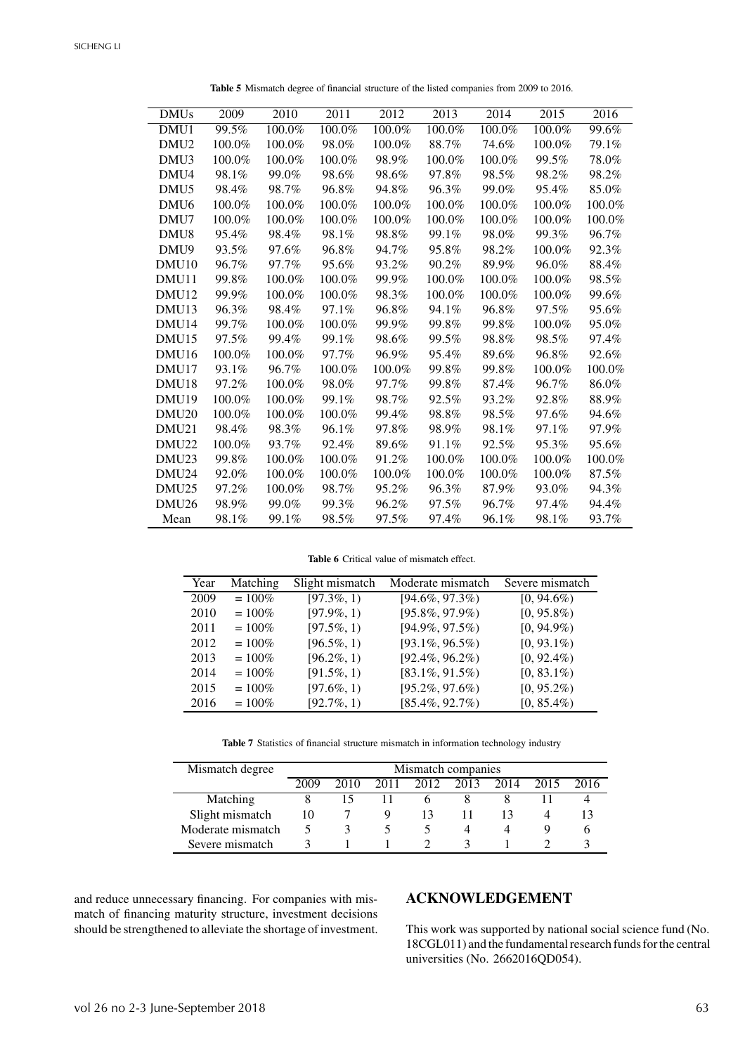**Table 5** Mismatch degree of financial structure of the listed companies from 2009 to 2016.

| DMUs | 2009 | 2010 | 2011 | 2012 | 2013 | 2014 | 2015 | 2016 |
|---|---|---|---|---|---|---|---|---|
| DMU1 | 99.5% | 100.0% | 100.0% | 100.0% | 100.0% | 100.0% | 100.0% | 99.6% |
| DMU2 | 100.0% | 100.0% | 98.0% | 100.0% | 88.7% | 74.6% | 100.0% | 79.1% |
| DMU3 | 100.0% | 100.0% | 100.0% | 98.9% | 100.0% | 100.0% | 99.5% | 78.0% |
| DMU4 | 98.1% | 99.0% | 98.6% | 98.6% | 97.8% | 98.5% | 98.2% | 98.2% |
| DMU5 | 98.4% | 98.7% | 96.8% | 94.8% | 96.3% | 99.0% | 95.4% | 85.0% |
| DMU6 | 100.0% | 100.0% | 100.0% | 100.0% | 100.0% | 100.0% | 100.0% | 100.0% |
| DMU7 | 100.0% | 100.0% | 100.0% | 100.0% | 100.0% | 100.0% | 100.0% | 100.0% |
| DMU8 | 95.4% | 98.4% | 98.1% | 98.8% | 99.1% | 98.0% | 99.3% | 96.7% |
| DMU9 | 93.5% | 97.6% | 96.8% | 94.7% | 95.8% | 98.2% | 100.0% | 92.3% |
| DMU10 | 96.7% | 97.7% | 95.6% | 93.2% | 90.2% | 89.9% | 96.0% | 88.4% |
| DMU11 | 99.8% | 100.0% | 100.0% | 99.9% | 100.0% | 100.0% | 100.0% | 98.5% |
| DMU12 | 99.9% | 100.0% | 100.0% | 98.3% | 100.0% | 100.0% | 100.0% | 99.6% |
| DMU13 | 96.3% | 98.4% | 97.1% | 96.8% | 94.1% | 96.8% | 97.5% | 95.6% |
| DMU14 | 99.7% | 100.0% | 100.0% | 99.9% | 99.8% | 99.8% | 100.0% | 95.0% |
| DMU15 | 97.5% | 99.4% | 99.1% | 98.6% | 99.5% | 98.8% | 98.5% | 97.4% |
| DMU16 | 100.0% | 100.0% | 97.7% | 96.9% | 95.4% | 89.6% | 96.8% | 92.6% |
| DMU17 | 93.1% | 96.7% | 100.0% | 100.0% | 99.8% | 99.8% | 100.0% | 100.0% |
| DMU18 | 97.2% | 100.0% | 98.0% | 97.7% | 99.8% | 87.4% | 96.7% | 86.0% |
| DMU19 | 100.0% | 100.0% | 99.1% | 98.7% | 92.5% | 93.2% | 92.8% | 88.9% |
| DMU20 | 100.0% | 100.0% | 100.0% | 99.4% | 98.8% | 98.5% | 97.6% | 94.6% |
| DMU21 | 98.4% | 98.3% | 96.1% | 97.8% | 98.9% | 98.1% | 97.1% | 97.9% |
| DMU22 | 100.0% | 93.7% | 92.4% | 89.6% | 91.1% | 92.5% | 95.3% | 95.6% |
| DMU23 | 99.8% | 100.0% | 100.0% | 91.2% | 100.0% | 100.0% | 100.0% | 100.0% |
| DMU24 | 92.0% | 100.0% | 100.0% | 100.0% | 100.0% | 100.0% | 100.0% | 87.5% |
| DMU25 | 97.2% | 100.0% | 98.7% | 95.2% | 96.3% | 87.9% | 93.0% | 94.3% |
| DMU26 | 98.9% | 99.0% | 99.3% | 96.2% | 97.5% | 96.7% | 97.4% | 94.4% |
| Mean | 98.1% | 99.1% | 98.5% | 97.5% | 97.4% | 96.1% | 98.1% | 93.7% |

**Table 6** Critical value of mismatch effect.

| Year | Matching | Slight mismatch | Moderate mismatch | Severe mismatch |
|---|---|---|---|---|
| 2009 | = 100% | [97.3%, 1) | [94.6%, 97.3%) | [0, 94.6%) |
| 2010 | = 100% | [97.9%, 1) | [95.8%, 97.9%) | [0, 95.8%) |
| 2011 | = 100% | [97.5%, 1) | [94.9%, 97.5%) | [0, 94.9%) |
| 2012 | = 100% | [96.5%, 1) | [93.1%, 96.5%) | [0, 93.1%) |
| 2013 | = 100% | [96.2%, 1) | [92.4%, 96.2%) | [0, 92.4%) |
| 2014 | = 100% | [91.5%, 1) | [83.1%, 91.5%) | [0, 83.1%) |
| 2015 | = 100% | [97.6%, 1) | [95.2%, 97.6%) | [0, 95.2%) |
| 2016 | = 100% | [92.7%, 1) | [85.4%, 92.7%) | [0, 85.4%) |

**Table 7** Statistics of financial structure mismatch in information technology industry

| Mismatch degree | Mismatch companies | | | | | | | |
|---|---|---|---|---|---|---|---|---|
| | 2009 | 2010 | 2011 | 2012 | 2013 | 2014 | 2015 | 2016 |
| Matching | 8 | 15 | 11 | 6 | 8 | 8 | 11 | 4 |
| Slight mismatch | 10 | 7 | 9 | 13 | 11 | 13 | 4 | 13 |
| Moderate mismatch | 5 | 3 | 5 | 5 | 4 | 4 | 9 | 6 |
| Severe mismatch | 3 | 1 | 1 | 2 | 3 | 1 | 2 | 3 |

and reduce unnecessary financing. For companies with mismatch of financing maturity structure, investment decisions should be strengthened to alleviate the shortage of investment.

## ACKNOWLEDGEMENT

This work was supported by national social science fund (No. 18CGL011) and the fundamental research funds for the central universities (No. 2662016QD054).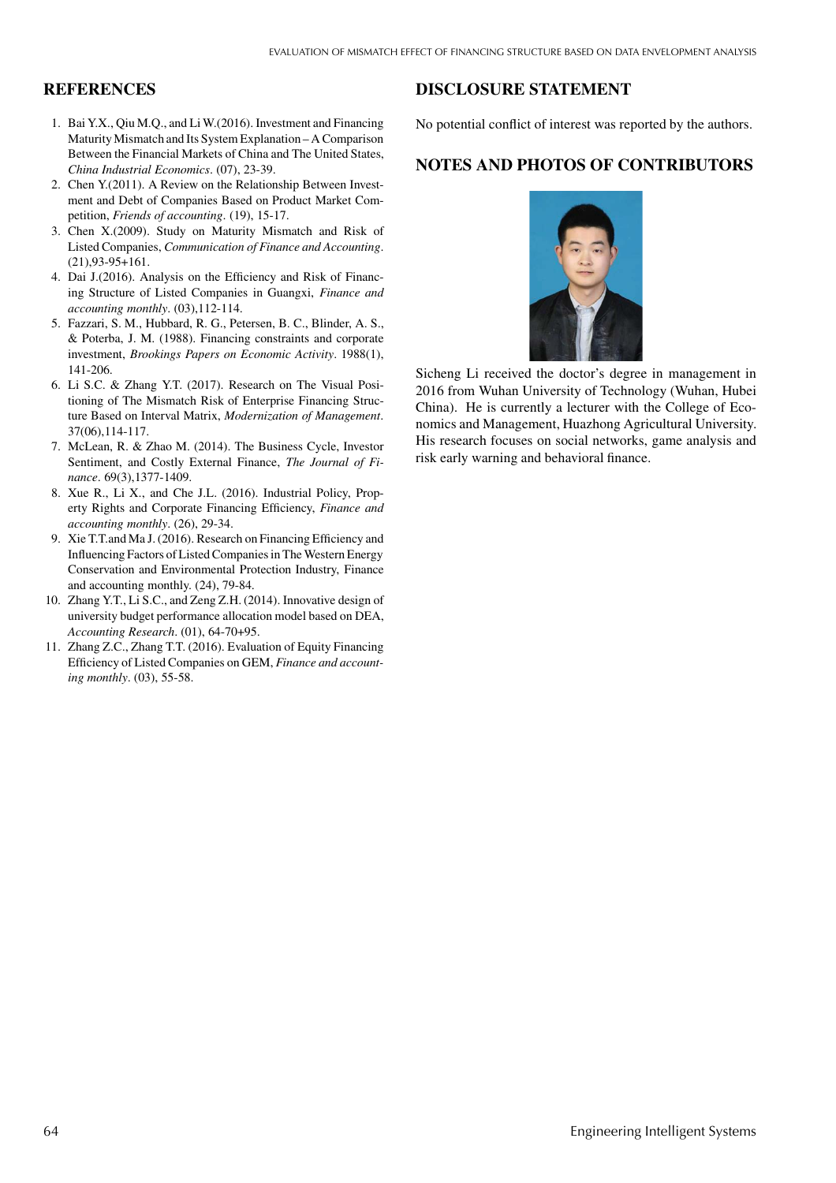## REFERENCES

1. Bai Y.X., Qiu M.Q., and Li W.(2016). Investment and Financing Maturity Mismatch and Its System Explanation – A Comparison Between the Financial Markets of China and The United States, *China Industrial Economics*. (07), 23-39.
2. Chen Y.(2011). A Review on the Relationship Between Investment and Debt of Companies Based on Product Market Competition, *Friends of accounting*. (19), 15-17.
3. Chen X.(2009). Study on Maturity Mismatch and Risk of Listed Companies, *Communication of Finance and Accounting*. (21),93-95+161.
4. Dai J.(2016). Analysis on the Efficiency and Risk of Financing Structure of Listed Companies in Guangxi, *Finance and accounting monthly*. (03),112-114.
5. Fazzari, S. M., Hubbard, R. G., Petersen, B. C., Blinder, A. S., & Poterba, J. M. (1988). Financing constraints and corporate investment, *Brookings Papers on Economic Activity*. 1988(1), 141-206.
6. Li S.C. & Zhang Y.T. (2017). Research on The Visual Positioning of The Mismatch Risk of Enterprise Financing Structure Based on Interval Matrix, *Modernization of Management*. 37(06),114-117.
7. McLean, R. & Zhao M. (2014). The Business Cycle, Investor Sentiment, and Costly External Finance, *The Journal of Finance*. 69(3),1377-1409.
8. Xue R., Li X., and Che J.L. (2016). Industrial Policy, Property Rights and Corporate Financing Efficiency, *Finance and accounting monthly*. (26), 29-34.
9. Xie T.T.and Ma J. (2016). Research on Financing Efficiency and Influencing Factors of Listed Companies in The Western Energy Conservation and Environmental Protection Industry, Finance and accounting monthly. (24), 79-84.
10. Zhang Y.T., Li S.C., and Zeng Z.H. (2014). Innovative design of university budget performance allocation model based on DEA, *Accounting Research*. (01), 64-70+95.
11. Zhang Z.C., Zhang T.T. (2016). Evaluation of Equity Financing Efficiency of Listed Companies on GEM, *Finance and accounting monthly*. (03), 55-58.

## DISCLOSURE STATEMENT

No potential conflict of interest was reported by the authors.

## NOTES AND PHOTOS OF CONTRIBUTORS

Sicheng Li received the doctor's degree in management in 2016 from Wuhan University of Technology (Wuhan, Hubei China). He is currently a lecturer with the College of Economics and Management, Huazhong Agricultural University. His research focuses on social networks, game analysis and risk early warning and behavioral finance.